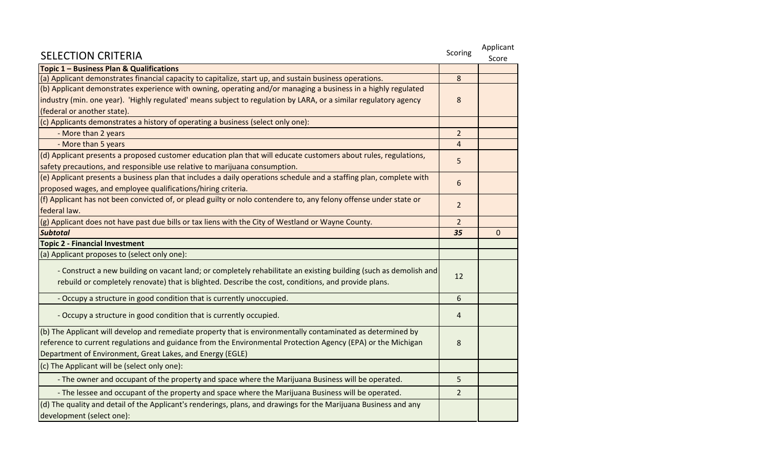| SELECTION CRITERIA | Scoring | Applicant Score |
|---|---|---|
| **Topic 1 – Business Plan & Qualifications** | | |
| (a) Applicant demonstrates financial capacity to capitalize, start up, and sustain business operations. | 8 | |
| (b) Applicant demonstrates experience with owning, operating and/or managing a business in a highly regulated industry (min. one year). 'Highly regulated' means subject to regulation by LARA, or a similar regulatory agency (federal or another state). | 8 | |
| (c) Applicants demonstrates a history of operating a business (select only one): | | |
| - More than 2 years | 2 | |
| - More than 5 years | 4 | |
| (d) Applicant presents a proposed customer education plan that will educate customers about rules, regulations, safety precautions, and responsible use relative to marijuana consumption. | 5 | |
| (e) Applicant presents a business plan that includes a daily operations schedule and a staffing plan, complete with proposed wages, and employee qualifications/hiring criteria. | 6 | |
| (f) Applicant has not been convicted of, or plead guilty or nolo contendere to, any felony offense under state or federal law. | 2 | |
| (g) Applicant does not have past due bills or tax liens with the City of Westland or Wayne County. | 2 | |
| ***Subtotal*** | ***35*** | 0 |
| **Topic 2 - Financial Investment** | | |
| (a) Applicant proposes to (select only one): | | |
| - Construct a new building on vacant land; or completely rehabilitate an existing building (such as demolish and rebuild or completely renovate) that is blighted. Describe the cost, conditions, and provide plans. | 12 | |
| - Occupy a structure in good condition that is currently unoccupied. | 6 | |
| - Occupy a structure in good condition that is currently occupied. | 4 | |
| (b) The Applicant will develop and remediate property that is environmentally contaminated as determined by reference to current regulations and guidance from the Environmental Protection Agency (EPA) or the Michigan Department of Environment, Great Lakes, and Energy (EGLE) | 8 | |
| (c) The Applicant will be (select only one): | | |
| - The owner and occupant of the property and space where the Marijuana Business will be operated. | 5 | |
| - The lessee and occupant of the property and space where the Marijuana Business will be operated. | 2 | |
| (d) The quality and detail of the Applicant's renderings, plans, and drawings for the Marijuana Business and any development (select one): | | |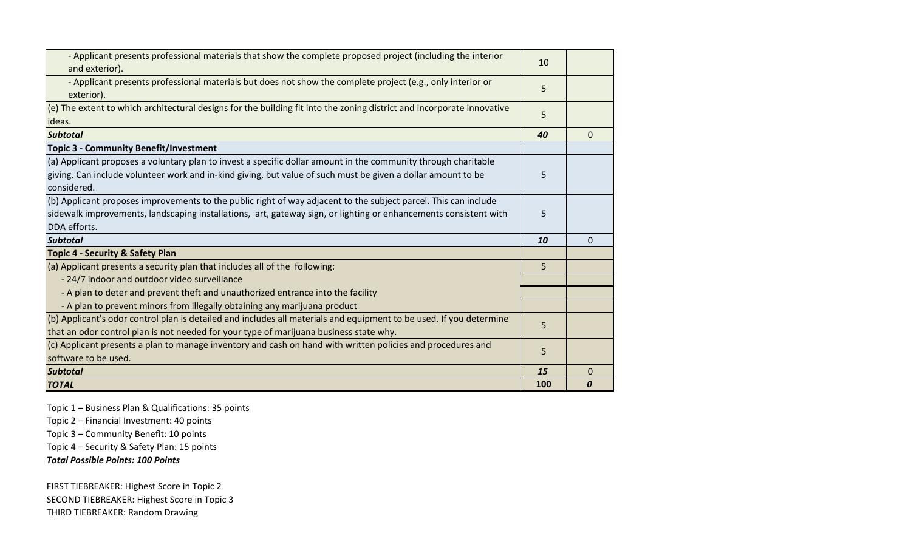| | | |
|---|---|---|
| - Applicant presents professional materials that show the complete proposed project (including the interior and exterior). | 10 | |
| - Applicant presents professional materials but does not show the complete project (e.g., only interior or exterior). | 5 | |
| (e) The extent to which architectural designs for the building fit into the zoning district and incorporate innovative ideas. | 5 | |
| ***Subtotal*** | ***40*** | 0 |
| **Topic 3 - Community Benefit/Investment** | | |
| (a) Applicant proposes a voluntary plan to invest a specific dollar amount in the community through charitable giving. Can include volunteer work and in-kind giving, but value of such must be given a dollar amount to be considered. | 5 | |
| (b) Applicant proposes improvements to the public right of way adjacent to the subject parcel. This can include sidewalk improvements, landscaping installations, art, gateway sign, or lighting or enhancements consistent with DDA efforts. | 5 | |
| ***Subtotal*** | ***10*** | 0 |
| **Topic 4 - Security & Safety Plan** | | |
| (a) Applicant presents a security plan that includes all of the following: | 5 | |
| - 24/7 indoor and outdoor video surveillance | | |
| - A plan to deter and prevent theft and unauthorized entrance into the facility | | |
| - A plan to prevent minors from illegally obtaining any marijuana product | | |
| (b) Applicant's odor control plan is detailed and includes all materials and equipment to be used. If you determine that an odor control plan is not needed for your type of marijuana business state why. | 5 | |
| (c) Applicant presents a plan to manage inventory and cash on hand with written policies and procedures and software to be used. | 5 | |
| ***Subtotal*** | ***15*** | 0 |
| ***TOTAL*** | **100** | ***0*** |

Topic 1 – Business Plan & Qualifications: 35 points

Topic 2 – Financial Investment: 40 points

Topic 3 – Community Benefit: 10 points

Topic 4 – Security & Safety Plan: 15 points

***Total Possible Points: 100 Points***

FIRST TIEBREAKER: Highest Score in Topic 2

SECOND TIEBREAKER: Highest Score in Topic 3

THIRD TIEBREAKER: Random Drawing